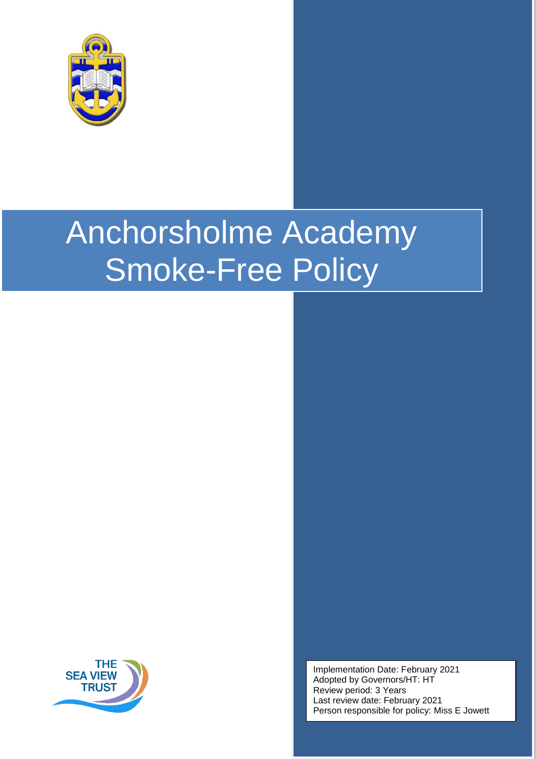# Anchorsholme Academy Smoke-Free Policy

THE SEA VIEW TRUST

Implementation Date: February 2021
Adopted by Governors/HT: HT
Review period: 3 Years
Last review date: February 2021
Person responsible for policy: Miss E Jowett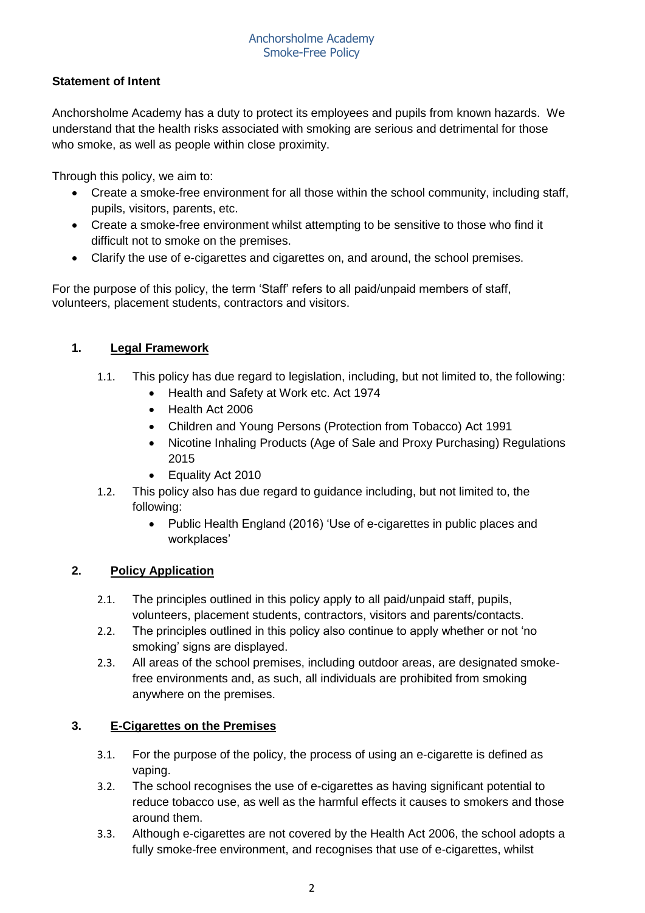### Statement of Intent

Anchorsholme Academy has a duty to protect its employees and pupils from known hazards. We understand that the health risks associated with smoking are serious and detrimental for those who smoke, as well as people within close proximity.

Through this policy, we aim to:

- Create a smoke-free environment for all those within the school community, including staff, pupils, visitors, parents, etc.
- Create a smoke-free environment whilst attempting to be sensitive to those who find it difficult not to smoke on the premises.
- Clarify the use of e-cigarettes and cigarettes on, and around, the school premises.

For the purpose of this policy, the term 'Staff' refers to all paid/unpaid members of staff, volunteers, placement students, contractors and visitors.

## 1. Legal Framework

1.1. This policy has due regard to legislation, including, but not limited to, the following:

- Health and Safety at Work etc. Act 1974
- Health Act 2006
- Children and Young Persons (Protection from Tobacco) Act 1991
- Nicotine Inhaling Products (Age of Sale and Proxy Purchasing) Regulations 2015
- Equality Act 2010

1.2. This policy also has due regard to guidance including, but not limited to, the following:

- Public Health England (2016) 'Use of e-cigarettes in public places and workplaces'

## 2. Policy Application

2.1. The principles outlined in this policy apply to all paid/unpaid staff, pupils, volunteers, placement students, contractors, visitors and parents/contacts.

2.2. The principles outlined in this policy also continue to apply whether or not 'no smoking' signs are displayed.

2.3. All areas of the school premises, including outdoor areas, are designated smoke-free environments and, as such, all individuals are prohibited from smoking anywhere on the premises.

## 3. E-Cigarettes on the Premises

3.1. For the purpose of the policy, the process of using an e-cigarette is defined as vaping.

3.2. The school recognises the use of e-cigarettes as having significant potential to reduce tobacco use, as well as the harmful effects it causes to smokers and those around them.

3.3. Although e-cigarettes are not covered by the Health Act 2006, the school adopts a fully smoke-free environment, and recognises that use of e-cigarettes, whilst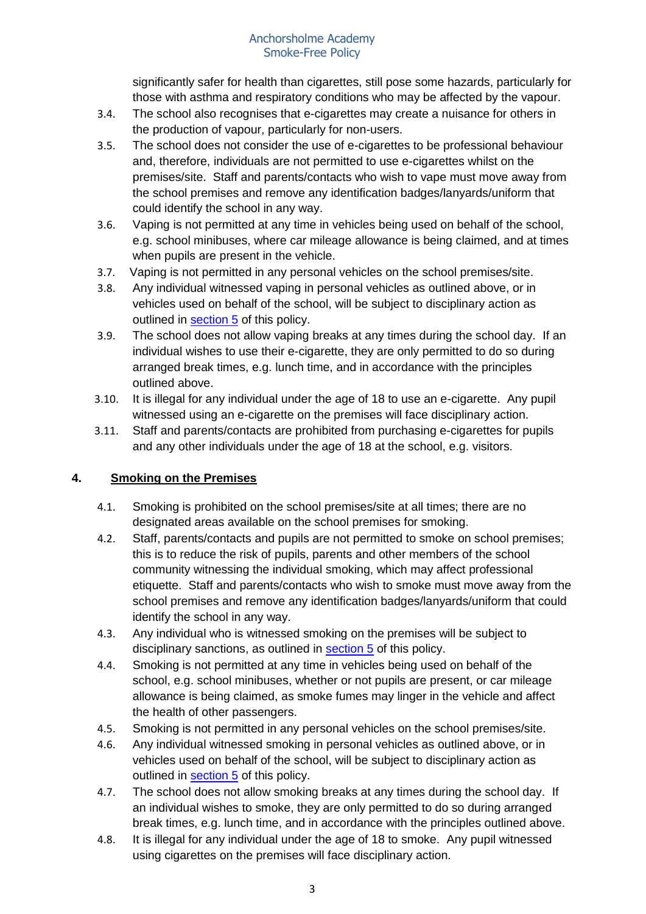significantly safer for health than cigarettes, still pose some hazards, particularly for those with asthma and respiratory conditions who may be affected by the vapour.

3.4. The school also recognises that e-cigarettes may create a nuisance for others in the production of vapour, particularly for non-users.

3.5. The school does not consider the use of e-cigarettes to be professional behaviour and, therefore, individuals are not permitted to use e-cigarettes whilst on the premises/site. Staff and parents/contacts who wish to vape must move away from the school premises and remove any identification badges/lanyards/uniform that could identify the school in any way.

3.6. Vaping is not permitted at any time in vehicles being used on behalf of the school, e.g. school minibuses, where car mileage allowance is being claimed, and at times when pupils are present in the vehicle.

3.7. Vaping is not permitted in any personal vehicles on the school premises/site.

3.8. Any individual witnessed vaping in personal vehicles as outlined above, or in vehicles used on behalf of the school, will be subject to disciplinary action as outlined in section 5 of this policy.

3.9. The school does not allow vaping breaks at any times during the school day. If an individual wishes to use their e-cigarette, they are only permitted to do so during arranged break times, e.g. lunch time, and in accordance with the principles outlined above.

3.10. It is illegal for any individual under the age of 18 to use an e-cigarette. Any pupil witnessed using an e-cigarette on the premises will face disciplinary action.

3.11. Staff and parents/contacts are prohibited from purchasing e-cigarettes for pupils and any other individuals under the age of 18 at the school, e.g. visitors.

## 4. Smoking on the Premises

4.1. Smoking is prohibited on the school premises/site at all times; there are no designated areas available on the school premises for smoking.

4.2. Staff, parents/contacts and pupils are not permitted to smoke on school premises; this is to reduce the risk of pupils, parents and other members of the school community witnessing the individual smoking, which may affect professional etiquette. Staff and parents/contacts who wish to smoke must move away from the school premises and remove any identification badges/lanyards/uniform that could identify the school in any way.

4.3. Any individual who is witnessed smoking on the premises will be subject to disciplinary sanctions, as outlined in section 5 of this policy.

4.4. Smoking is not permitted at any time in vehicles being used on behalf of the school, e.g. school minibuses, whether or not pupils are present, or car mileage allowance is being claimed, as smoke fumes may linger in the vehicle and affect the health of other passengers.

4.5. Smoking is not permitted in any personal vehicles on the school premises/site.

4.6. Any individual witnessed smoking in personal vehicles as outlined above, or in vehicles used on behalf of the school, will be subject to disciplinary action as outlined in section 5 of this policy.

4.7. The school does not allow smoking breaks at any times during the school day. If an individual wishes to smoke, they are only permitted to do so during arranged break times, e.g. lunch time, and in accordance with the principles outlined above.

4.8. It is illegal for any individual under the age of 18 to smoke. Any pupil witnessed using cigarettes on the premises will face disciplinary action.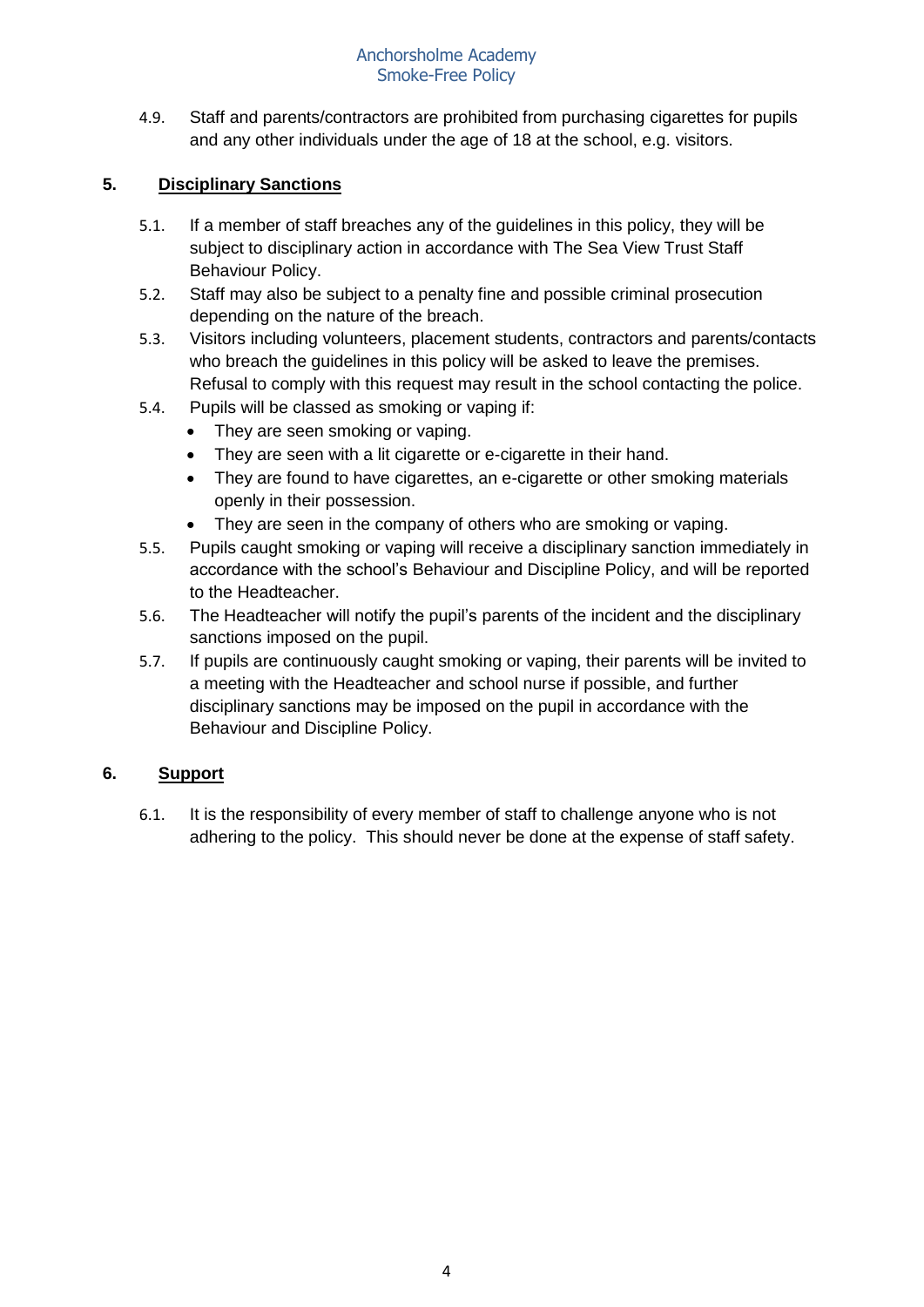4.9. Staff and parents/contractors are prohibited from purchasing cigarettes for pupils and any other individuals under the age of 18 at the school, e.g. visitors.

## 5. Disciplinary Sanctions

5.1. If a member of staff breaches any of the guidelines in this policy, they will be subject to disciplinary action in accordance with The Sea View Trust Staff Behaviour Policy.

5.2. Staff may also be subject to a penalty fine and possible criminal prosecution depending on the nature of the breach.

5.3. Visitors including volunteers, placement students, contractors and parents/contacts who breach the guidelines in this policy will be asked to leave the premises. Refusal to comply with this request may result in the school contacting the police.

5.4. Pupils will be classed as smoking or vaping if:

- They are seen smoking or vaping.
- They are seen with a lit cigarette or e-cigarette in their hand.
- They are found to have cigarettes, an e-cigarette or other smoking materials openly in their possession.
- They are seen in the company of others who are smoking or vaping.

5.5. Pupils caught smoking or vaping will receive a disciplinary sanction immediately in accordance with the school's Behaviour and Discipline Policy, and will be reported to the Headteacher.

5.6. The Headteacher will notify the pupil's parents of the incident and the disciplinary sanctions imposed on the pupil.

5.7. If pupils are continuously caught smoking or vaping, their parents will be invited to a meeting with the Headteacher and school nurse if possible, and further disciplinary sanctions may be imposed on the pupil in accordance with the Behaviour and Discipline Policy.

## 6. Support

6.1. It is the responsibility of every member of staff to challenge anyone who is not adhering to the policy. This should never be done at the expense of staff safety.